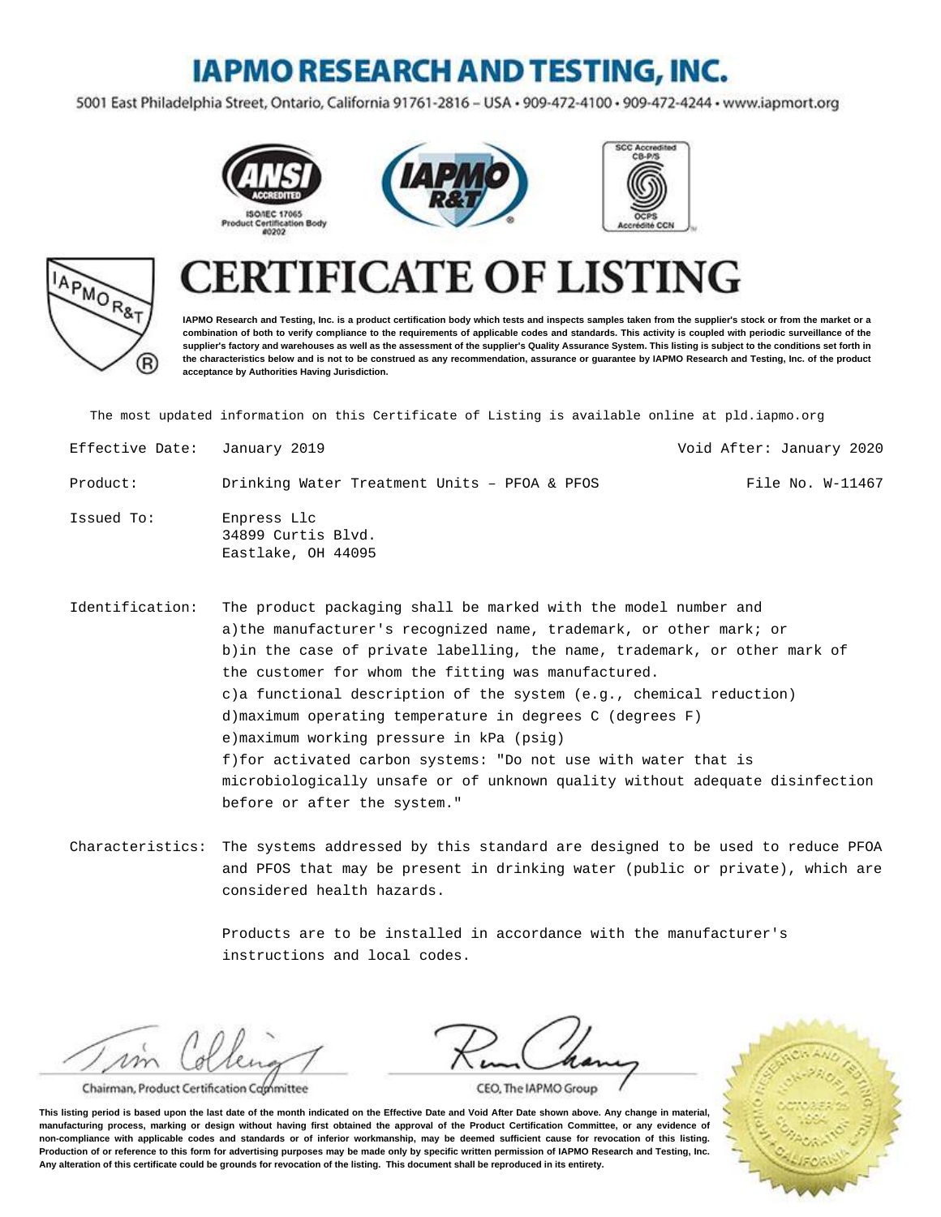# IAPMO RESEARCH AND TESTING, INC.

5001 East Philadelphia Street, Ontario, California 91761-2816 – USA • 909-472-4100 • 909-472-4244 • www.iapmort.org

ANSI ACCREDITED ISO/IEC 17065 Product Certification Body #0202

SCC Accredited CB-P/S OCPS Accrédité CCN

# CERTIFICATE OF LISTING

**IAPMO Research and Testing, Inc. is a product certification body which tests and inspects samples taken from the supplier's stock or from the market or a combination of both to verify compliance to the requirements of applicable codes and standards. This activity is coupled with periodic surveillance of the supplier's factory and warehouses as well as the assessment of the supplier's Quality Assurance System. This listing is subject to the conditions set forth in the characteristics below and is not to be construed as any recommendation, assurance or guarantee by IAPMO Research and Testing, Inc. of the product acceptance by Authorities Having Jurisdiction.**

The most updated information on this Certificate of Listing is available online at pld.iapmo.org

Effective Date: January 2019 | Void After: January 2020

Product: Drinking Water Treatment Units – PFOA & PFOS | File No. W-11467

Issued To: Enpress Llc
34899 Curtis Blvd.
Eastlake, OH 44095

Identification: The product packaging shall be marked with the model number and
a)the manufacturer's recognized name, trademark, or other mark; or
b)in the case of private labelling, the name, trademark, or other mark of the customer for whom the fitting was manufactured.
c)a functional description of the system (e.g., chemical reduction)
d)maximum operating temperature in degrees C (degrees F)
e)maximum working pressure in kPa (psig)
f)for activated carbon systems: "Do not use with water that is microbiologically unsafe or of unknown quality without adequate disinfection before or after the system."

Characteristics: The systems addressed by this standard are designed to be used to reduce PFOA and PFOS that may be present in drinking water (public or private), which are considered health hazards.

Products are to be installed in accordance with the manufacturer's instructions and local codes.

Chairman, Product Certification Committee

CEO, The IAPMO Group

**This listing period is based upon the last date of the month indicated on the Effective Date and Void After Date shown above. Any change in material, manufacturing process, marking or design without having first obtained the approval of the Product Certification Committee, or any evidence of non-compliance with applicable codes and standards or of inferior workmanship, may be deemed sufficient cause for revocation of this listing. Production of or reference to this form for advertising purposes may be made only by specific written permission of IAPMO Research and Testing, Inc. Any alteration of this certificate could be grounds for revocation of the listing. This document shall be reproduced in its entirety.**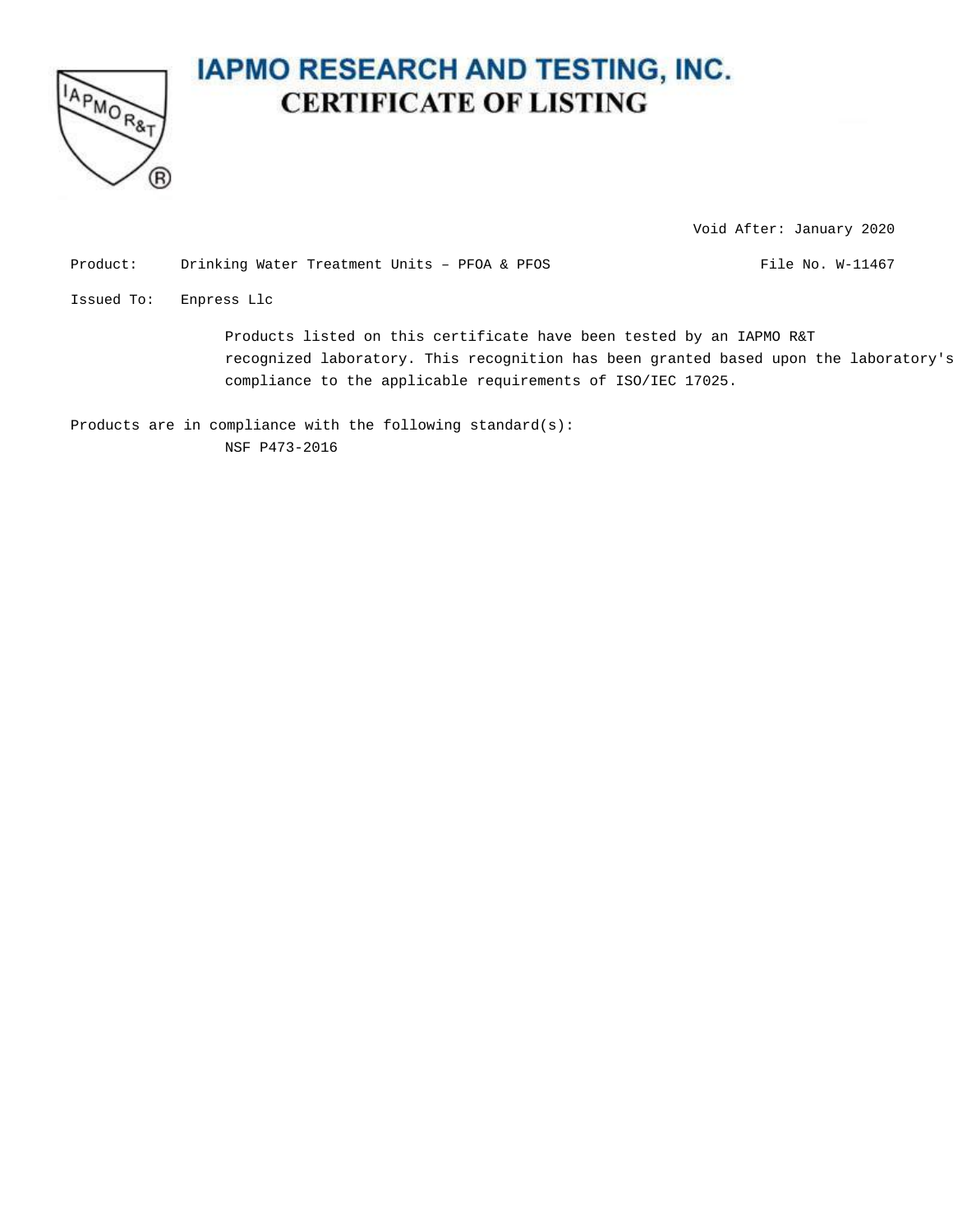# IAPMO RESEARCH AND TESTING, INC.

## CERTIFICATE OF LISTING

Void After: January 2020

Product: Drinking Water Treatment Units – PFOA & PFOS

File No. W-11467

Issued To: Enpress Llc

Products listed on this certificate have been tested by an IAPMO R&T recognized laboratory. This recognition has been granted based upon the laboratory's compliance to the applicable requirements of ISO/IEC 17025.

Products are in compliance with the following standard(s):

NSF P473-2016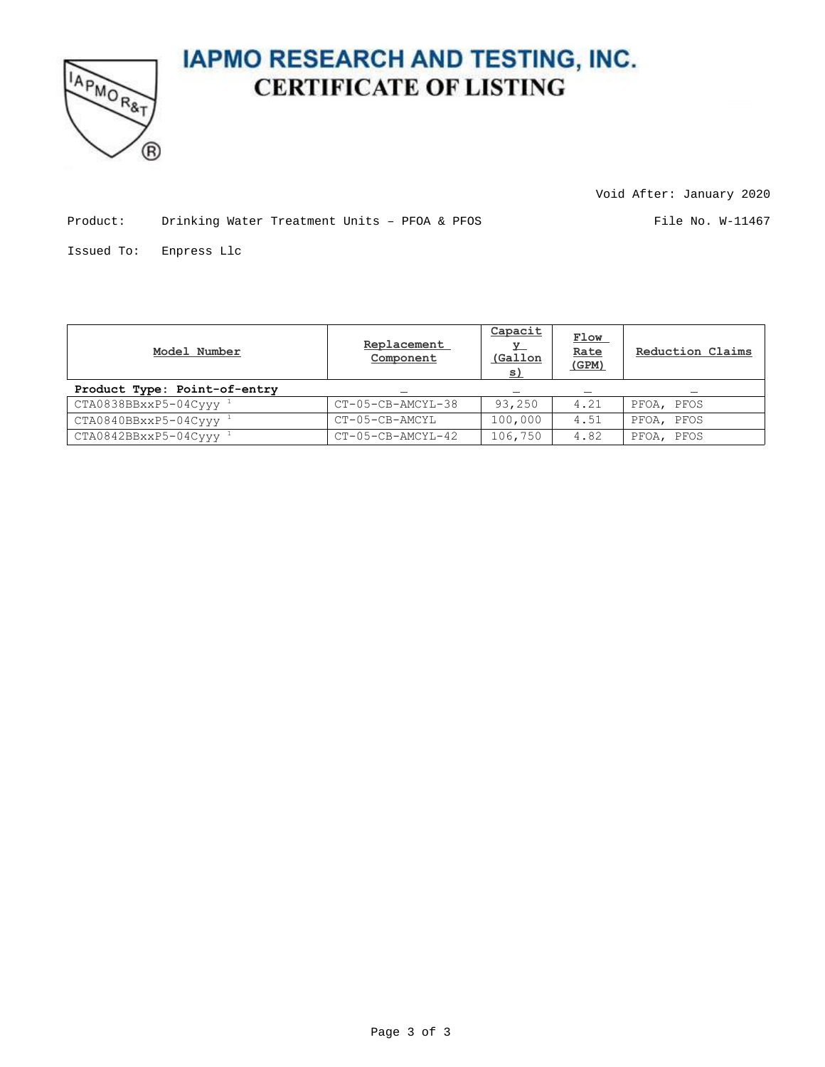# IAPMO RESEARCH AND TESTING, INC.

## CERTIFICATE OF LISTING

Void After: January 2020

Product: Drinking Water Treatment Units – PFOA & PFOS

File No. W-11467

Issued To: Enpress Llc

| Model Number | Replacement Component | Capacity (Gallons) | Flow Rate (GPM) | Reduction Claims |
|---|---|---|---|---|
| **Product Type: Point-of-entry** | – | – | – | – |
| CTA0838BBxxP5-04Cyyy [1] | CT-05-CB-AMCYL-38 | 93,250 | 4.21 | PFOA, PFOS |
| CTA0840BBxxP5-04Cyyy [1] | CT-05-CB-AMCYL | 100,000 | 4.51 | PFOA, PFOS |
| CTA0842BBxxP5-04Cyyy [1] | CT-05-CB-AMCYL-42 | 106,750 | 4.82 | PFOA, PFOS |